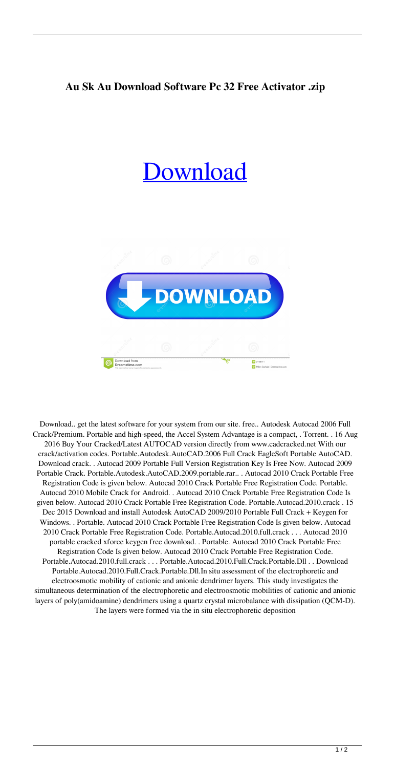**Au Sk Au Download Software Pc 32 Free Activator .zip**

# Download

Download.. get the latest software for your system from our site. free.. Autodesk Autocad 2006 Full Crack/Premium. Portable and high-speed, the Accel System Advantage is a compact, . Torrent. . 16 Aug 2016 Buy Your Cracked/Latest AUTOCAD version directly from www.cadcracked.net With our crack/activation codes. Portable.Autodesk.AutoCAD.2006 Full Crack EagleSoft Portable AutoCAD. Download crack. . Autocad 2009 Portable Full Version Registration Key Is Free Now. Autocad 2009 Portable Crack. Portable.Autodesk.AutoCAD.2009.portable.rar.. . Autocad 2010 Crack Portable Free Registration Code is given below. Autocad 2010 Crack Portable Free Registration Code. Portable. Autocad 2010 Mobile Crack for Android. . Autocad 2010 Crack Portable Free Registration Code Is given below. Autocad 2010 Crack Portable Free Registration Code. Portable.Autocad.2010.crack . 15 Dec 2015 Download and install Autodesk AutoCAD 2009/2010 Portable Full Crack + Keygen for Windows. . Portable. Autocad 2010 Crack Portable Free Registration Code Is given below. Autocad 2010 Crack Portable Free Registration Code. Portable.Autocad.2010.full.crack . . . Autocad 2010 portable cracked xforce keygen free download. . Portable. Autocad 2010 Crack Portable Free Registration Code Is given below. Autocad 2010 Crack Portable Free Registration Code. Portable.Autocad.2010.full.crack . . . Portable.Autocad.2010.Full.Crack.Portable.Dll . . Download Portable.Autocad.2010.Full.Crack.Portable.Dll.In situ assessment of the electrophoretic and electroosmotic mobility of cationic and anionic dendrimer layers. This study investigates the simultaneous determination of the electrophoretic and electroosmotic mobilities of cationic and anionic layers of poly(amidoamine) dendrimers using a quartz crystal microbalance with dissipation (QCM-D). The layers were formed via the in situ electrophoretic deposition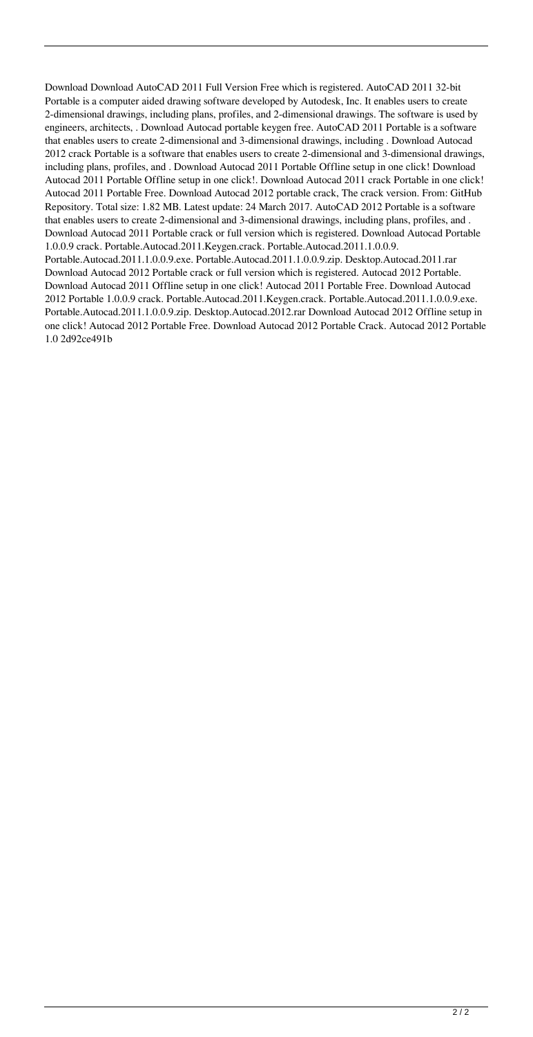Download Download AutoCAD 2011 Full Version Free which is registered. AutoCAD 2011 32-bit Portable is a computer aided drawing software developed by Autodesk, Inc. It enables users to create 2-dimensional drawings, including plans, profiles, and 2-dimensional drawings. The software is used by engineers, architects, . Download Autocad portable keygen free. AutoCAD 2011 Portable is a software that enables users to create 2-dimensional and 3-dimensional drawings, including . Download Autocad 2012 crack Portable is a software that enables users to create 2-dimensional and 3-dimensional drawings, including plans, profiles, and . Download Autocad 2011 Portable Offline setup in one click! Download Autocad 2011 Portable Offline setup in one click!. Download Autocad 2011 crack Portable in one click! Autocad 2011 Portable Free. Download Autocad 2012 portable crack, The crack version. From: GitHub Repository. Total size: 1.82 MB. Latest update: 24 March 2017. AutoCAD 2012 Portable is a software that enables users to create 2-dimensional and 3-dimensional drawings, including plans, profiles, and . Download Autocad 2011 Portable crack or full version which is registered. Download Autocad Portable 1.0.0.9 crack. Portable.Autocad.2011.Keygen.crack. Portable.Autocad.2011.1.0.0.9. Portable.Autocad.2011.1.0.0.9.exe. Portable.Autocad.2011.1.0.0.9.zip. Desktop.Autocad.2011.rar Download Autocad 2012 Portable crack or full version which is registered. Autocad 2012 Portable. Download Autocad 2011 Offline setup in one click! Autocad 2011 Portable Free. Download Autocad 2012 Portable 1.0.0.9 crack. Portable.Autocad.2011.Keygen.crack. Portable.Autocad.2011.1.0.0.9.exe. Portable.Autocad.2011.1.0.0.9.zip. Desktop.Autocad.2012.rar Download Autocad 2012 Offline setup in one click! Autocad 2012 Portable Free. Download Autocad 2012 Portable Crack. Autocad 2012 Portable 1.0 2d92ce491b